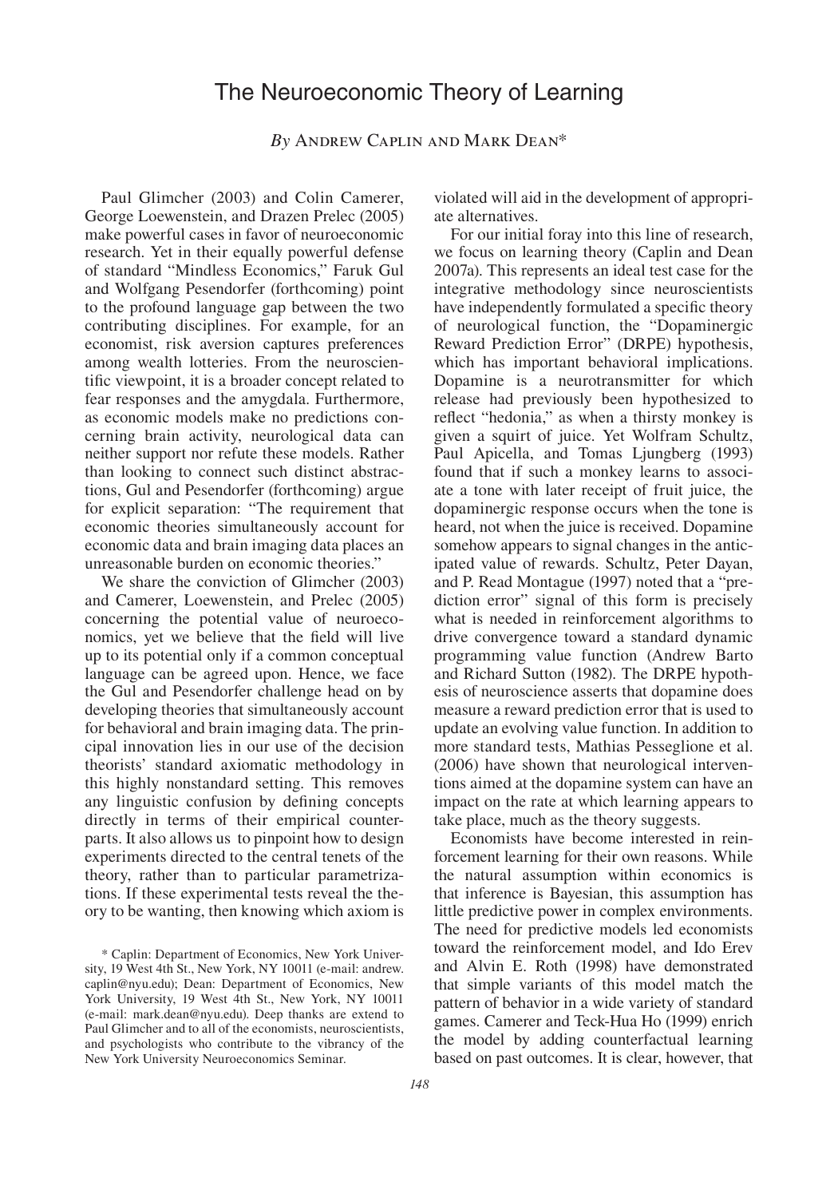# The Neuroeconomic Theory of Learning

*By* Andrew Caplin and Mark Dean*

Paul Glimcher (2003) and Colin Camerer, George Loewenstein, and Drazen Prelec (2005) make powerful cases in favor of neuroeconomic research. Yet in their equally powerful defense of standard "Mindless Economics," Faruk Gul and Wolfgang Pesendorfer (forthcoming) point to the profound language gap between the two contributing disciplines. For example, for an economist, risk aversion captures preferences among wealth lotteries. From the neuroscientific viewpoint, it is a broader concept related to fear responses and the amygdala. Furthermore, as economic models make no predictions concerning brain activity, neurological data can neither support nor refute these models. Rather than looking to connect such distinct abstractions, Gul and Pesendorfer (forthcoming) argue for explicit separation: "The requirement that economic theories simultaneously account for economic data and brain imaging data places an unreasonable burden on economic theories."

We share the conviction of Glimcher (2003) and Camerer, Loewenstein, and Prelec (2005) concerning the potential value of neuroeconomics, yet we believe that the field will live up to its potential only if a common conceptual language can be agreed upon. Hence, we face the Gul and Pesendorfer challenge head on by developing theories that simultaneously account for behavioral and brain imaging data. The principal innovation lies in our use of the decision theorists' standard axiomatic methodology in this highly nonstandard setting. This removes any linguistic confusion by defining concepts directly in terms of their empirical counterparts. It also allows us to pinpoint how to design experiments directed to the central tenets of the theory, rather than to particular parametrizations. If these experimental tests reveal the theory to be wanting, then knowing which axiom is violated will aid in the development of appropriate alternatives.

For our initial foray into this line of research, we focus on learning theory (Caplin and Dean 2007a). This represents an ideal test case for the integrative methodology since neuroscientists have independently formulated a specific theory of neurological function, the "Dopaminergic Reward Prediction Error" (DRPE) hypothesis, which has important behavioral implications. Dopamine is a neurotransmitter for which release had previously been hypothesized to reflect "hedonia," as when a thirsty monkey is given a squirt of juice. Yet Wolfram Schultz, Paul Apicella, and Tomas Ljungberg (1993) found that if such a monkey learns to associate a tone with later receipt of fruit juice, the dopaminergic response occurs when the tone is heard, not when the juice is received. Dopamine somehow appears to signal changes in the anticipated value of rewards. Schultz, Peter Dayan, and P. Read Montague (1997) noted that a "prediction error" signal of this form is precisely what is needed in reinforcement algorithms to drive convergence toward a standard dynamic programming value function (Andrew Barto and Richard Sutton (1982). The DRPE hypothesis of neuroscience asserts that dopamine does measure a reward prediction error that is used to update an evolving value function. In addition to more standard tests, Mathias Pesseglione et al. (2006) have shown that neurological interventions aimed at the dopamine system can have an impact on the rate at which learning appears to take place, much as the theory suggests.

Economists have become interested in reinforcement learning for their own reasons. While the natural assumption within economics is that inference is Bayesian, this assumption has little predictive power in complex environments. The need for predictive models led economists toward the reinforcement model, and Ido Erev and Alvin E. Roth (1998) have demonstrated that simple variants of this model match the pattern of behavior in a wide variety of standard games. Camerer and Teck-Hua Ho (1999) enrich the model by adding counterfactual learning based on past outcomes. It is clear, however, that

\* Caplin: Department of Economics, New York University, 19 West 4th St., New York, NY 10011 (e-mail: andrew.caplin@nyu.edu); Dean: Department of Economics, New York University, 19 West 4th St., New York, NY 10011 (e-mail: mark.dean@nyu.edu). Deep thanks are extend to Paul Glimcher and to all of the economists, neuroscientists, and psychologists who contribute to the vibrancy of the New York University Neuroeconomics Seminar.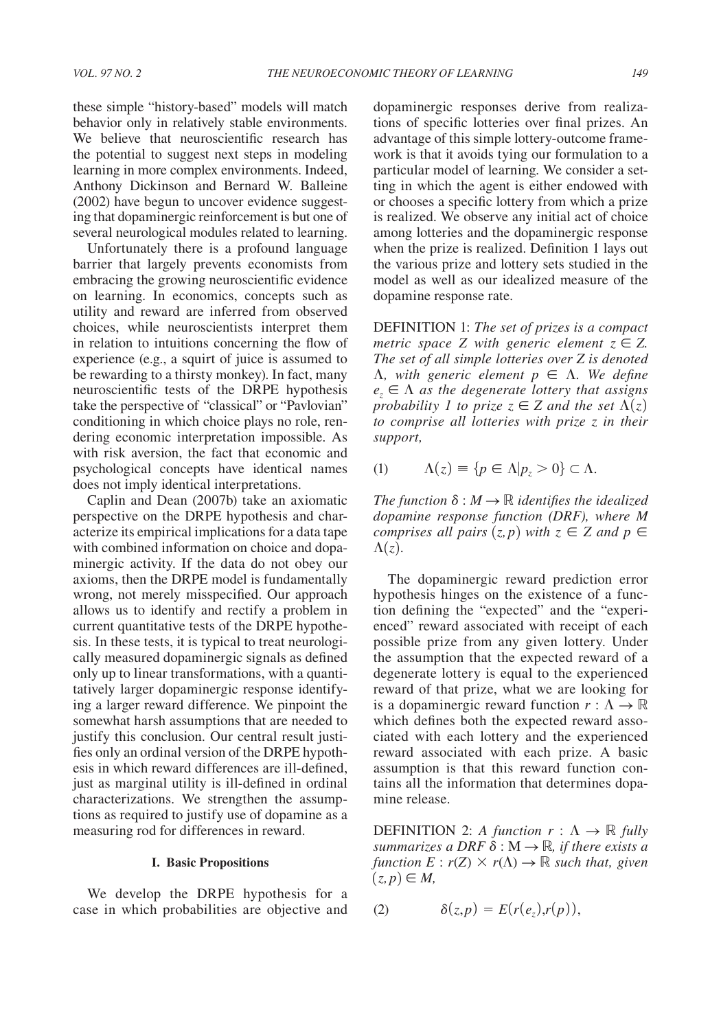these simple "history-based" models will match behavior only in relatively stable environments. We believe that neuroscientific research has the potential to suggest next steps in modeling learning in more complex environments. Indeed, Anthony Dickinson and Bernard W. Balleine (2002) have begun to uncover evidence suggesting that dopaminergic reinforcement is but one of several neurological modules related to learning.

Unfortunately there is a profound language barrier that largely prevents economists from embracing the growing neuroscientific evidence on learning. In economics, concepts such as utility and reward are inferred from observed choices, while neuroscientists interpret them in relation to intuitions concerning the flow of experience (e.g., a squirt of juice is assumed to be rewarding to a thirsty monkey). In fact, many neuroscientific tests of the DRPE hypothesis take the perspective of "classical" or "Pavlovian" conditioning in which choice plays no role, rendering economic interpretation impossible. As with risk aversion, the fact that economic and psychological concepts have identical names does not imply identical interpretations.

Caplin and Dean (2007b) take an axiomatic perspective on the DRPE hypothesis and characterize its empirical implications for a data tape with combined information on choice and dopaminergic activity. If the data do not obey our axioms, then the DRPE model is fundamentally wrong, not merely misspecified. Our approach allows us to identify and rectify a problem in current quantitative tests of the DRPE hypothesis. In these tests, it is typical to treat neurologically measured dopaminergic signals as defined only up to linear transformations, with a quantitatively larger dopaminergic response identifying a larger reward difference. We pinpoint the somewhat harsh assumptions that are needed to justify this conclusion. Our central result justifies only an ordinal version of the DRPE hypothesis in which reward differences are ill-defined, just as marginal utility is ill-defined in ordinal characterizations. We strengthen the assumptions as required to justify use of dopamine as a measuring rod for differences in reward.

## I. Basic Propositions

We develop the DRPE hypothesis for a case in which probabilities are objective and dopaminergic responses derive from realizations of specific lotteries over final prizes. An advantage of this simple lottery-outcome framework is that it avoids tying our formulation to a particular model of learning. We consider a setting in which the agent is either endowed with or chooses a specific lottery from which a prize is realized. We observe any initial act of choice among lotteries and the dopaminergic response when the prize is realized. Definition 1 lays out the various prize and lottery sets studied in the model as well as our idealized measure of the dopamine response rate.

DEFINITION 1: *The set of prizes is a compact metric space $Z$ with generic element $z \in Z$. The set of all simple lotteries over $Z$ is denoted $\Lambda$, with generic element $p \in \Lambda$. We define $e_z \in \Lambda$ as the degenerate lottery that assigns probability 1 to prize $z \in Z$ and the set $\Lambda(z)$ to comprise all lotteries with prize $z$ in their support,*

$$(1) \qquad \Lambda(z) \equiv \{p \in \Lambda | p_z > 0\} \subset \Lambda.$$

*The function $\delta : M \rightarrow \mathbb{R}$ identifies the idealized dopamine response function (DRF), where $M$ comprises all pairs $(z, p)$ with $z \in Z$ and $p \in \Lambda(z)$.*

The dopaminergic reward prediction error hypothesis hinges on the existence of a function defining the "expected" and the "experienced" reward associated with receipt of each possible prize from any given lottery. Under the assumption that the expected reward of a degenerate lottery is equal to the experienced reward of that prize, what we are looking for is a dopaminergic reward function $r : \Lambda \rightarrow \mathbb{R}$ which defines both the expected reward associated with each lottery and the experienced reward associated with each prize. A basic assumption is that this reward function contains all the information that determines dopamine release.

DEFINITION 2: *A function $r : \Lambda \rightarrow \mathbb{R}$ fully summarizes a DRF $\delta : \mathrm{M} \rightarrow \mathbb{R}$, if there exists a function $E : r(Z) \times r(\Lambda) \rightarrow \mathbb{R}$ such that, given $(z, p) \in M$,*

$$(2) \qquad \delta(z,p) = E(r(e_z), r(p)),$$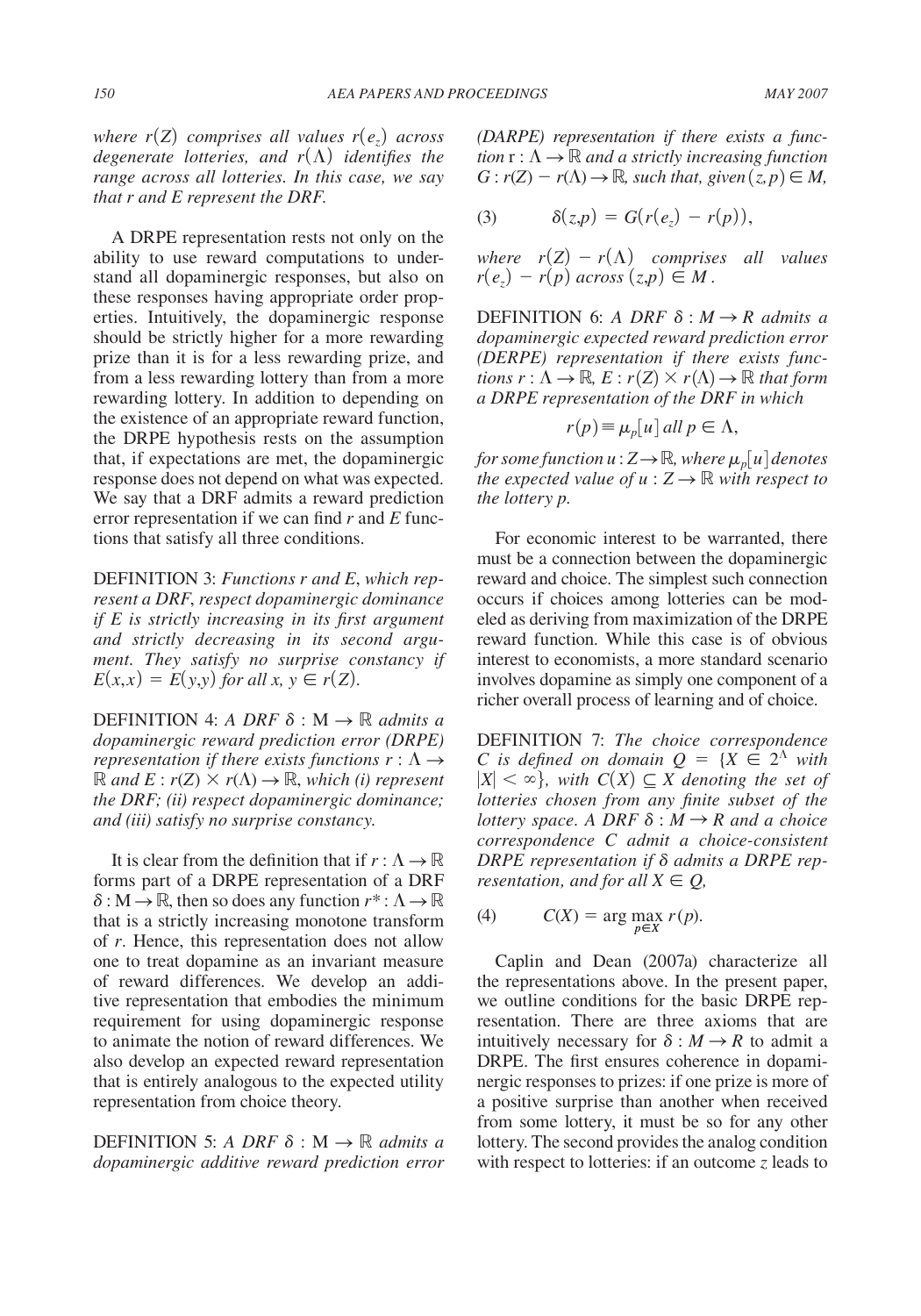*where $r(Z)$ comprises all values $r(e_z)$ across degenerate lotteries, and $r(\Lambda)$ identifies the range across all lotteries. In this case, we say that r and E represent the DRF.*

A DRPE representation rests not only on the ability to use reward computations to understand all dopaminergic responses, but also on these responses having appropriate order properties. Intuitively, the dopaminergic response should be strictly higher for a more rewarding prize than it is for a less rewarding prize, and from a less rewarding lottery than from a more rewarding lottery. In addition to depending on the existence of an appropriate reward function, the DRPE hypothesis rests on the assumption that, if expectations are met, the dopaminergic response does not depend on what was expected. We say that a DRF admits a reward prediction error representation if we can find $r$ and $E$ functions that satisfy all three conditions.

DEFINITION 3: *Functions r and E, which represent a DRF, respect dopaminergic dominance if E is strictly increasing in its first argument and strictly decreasing in its second argument. They satisfy no surprise constancy if $E(x,x) = E(y,y)$ for all $x, y \in r(Z)$.*

DEFINITION 4: *A DRF $\delta : M \to \mathbb{R}$ admits a dopaminergic reward prediction error (DRPE) representation if there exists functions $r : \Lambda \to \mathbb{R}$ and $E : r(Z) \times r(\Lambda) \to \mathbb{R}$, which (i) represent the DRF; (ii) respect dopaminergic dominance; and (iii) satisfy no surprise constancy.*

It is clear from the definition that if $r : \Lambda \to \mathbb{R}$ forms part of a DRPE representation of a DRF $\delta : M \to \mathbb{R}$, then so does any function $r^* : \Lambda \to \mathbb{R}$ that is a strictly increasing monotone transform of $r$. Hence, this representation does not allow one to treat dopamine as an invariant measure of reward differences. We develop an additive representation that embodies the minimum requirement for using dopaminergic response to animate the notion of reward differences. We also develop an expected reward representation that is entirely analogous to the expected utility representation from choice theory.

DEFINITION 5: *A DRF $\delta : M \to \mathbb{R}$ admits a dopaminergic additive reward prediction error (DARPE) representation if there exists a function $r : \Lambda \to \mathbb{R}$ and a strictly increasing function $G : r(Z) - r(\Lambda) \to \mathbb{R}$, such that, given $(z, p) \in M$,*

$$\delta(z,p) = G(r(e_z) - r(p)), \tag{3}$$

*where $r(Z) - r(\Lambda)$ comprises all values $r(e_z) - r(p)$ across $(z,p) \in M$.*

DEFINITION 6: *A DRF $\delta : M \to R$ admits a dopaminergic expected reward prediction error (DERPE) representation if there exists functions $r : \Lambda \to \mathbb{R}$, $E : r(Z) \times r(\Lambda) \to \mathbb{R}$ that form a DRPE representation of the DRF in which*

$$r(p) \equiv \mu_p[u] \text{ all } p \in \Lambda,$$

*for some function $u : Z \to \mathbb{R}$, where $\mu_p[u]$ denotes the expected value of $u : Z \to \mathbb{R}$ with respect to the lottery p.*

For economic interest to be warranted, there must be a connection between the dopaminergic reward and choice. The simplest such connection occurs if choices among lotteries can be modeled as deriving from maximization of the DRPE reward function. While this case is of obvious interest to economists, a more standard scenario involves dopamine as simply one component of a richer overall process of learning and of choice.

DEFINITION 7: *The choice correspondence C is defined on domain $Q = \{X \in 2^{\Lambda}$ with $|X| < \infty\}$, with $C(X) \subseteq X$ denoting the set of lotteries chosen from any finite subset of the lottery space. A DRF $\delta : M \to R$ and a choice correspondence C admit a choice-consistent DRPE representation if $\delta$ admits a DRPE representation, and for all $X \in Q$,*

$$C(X) = \arg\max_{p \in X} r(p). \tag{4}$$

Caplin and Dean (2007a) characterize all the representations above. In the present paper, we outline conditions for the basic DRPE representation. There are three axioms that are intuitively necessary for $\delta : M \to R$ to admit a DRPE. The first ensures coherence in dopaminergic responses to prizes: if one prize is more of a positive surprise than another when received from some lottery, it must be so for any other lottery. The second provides the analog condition with respect to lotteries: if an outcome $z$ leads to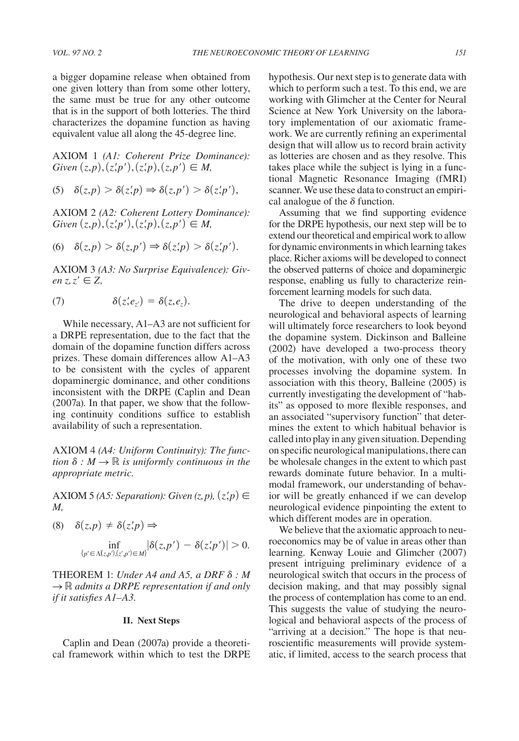a bigger dopamine release when obtained from one given lottery than from some other lottery, the same must be true for any other outcome that is in the support of both lotteries. The third characterizes the dopamine function as having equivalent value all along the 45-degree line.

AXIOM 1 *(A1: Coherent Prize Dominance): Given* $(z,p),(z',p'),(z',p),(z,p') \in M$,

$$\delta(z,p) > \delta(z',p) \Rightarrow \delta(z,p') > \delta(z',p'), \tag{5}$$

AXIOM 2 *(A2: Coherent Lottery Dominance): Given* $(z,p),(z',p'),(z',p),(z,p') \in M$,

$$\delta(z,p) > \delta(z,p') \Rightarrow \delta(z',p) > \delta(z',p'). \tag{6}$$

AXIOM 3 *(A3: No Surprise Equivalence): Given* $z, z' \in Z$,

$$\delta(z',e_{z'}) = \delta(z,e_z). \tag{7}$$

While necessary, A1–A3 are not sufficient for a DRPE representation, due to the fact that the domain of the dopamine function differs across prizes. These domain differences allow A1–A3 to be consistent with the cycles of apparent dopaminergic dominance, and other conditions inconsistent with the DRPE (Caplin and Dean (2007a). In that paper, we show that the following continuity conditions suffice to establish availability of such a representation.

AXIOM 4 *(A4: Uniform Continuity): The function* $\delta : M \rightarrow \mathbb{R}$ *is uniformly continuous in the appropriate metric.*

AXIOM 5 *(A5: Separation): Given* $(z,p), (z',p) \in M$,

$$\delta(z,p) \neq \delta(z',p) \Rightarrow \inf_{\{p' \in \Lambda | (z,p'),(z',p') \in M\}} |\delta(z,p') - \delta(z',p')| > 0. \tag{8}$$

THEOREM 1: *Under A4 and A5, a DRF* $\delta : M \rightarrow \mathbb{R}$ *admits a DRPE representation if and only if it satisfies A1–A3.*

## II. Next Steps

Caplin and Dean (2007a) provide a theoretical framework within which to test the DRPE hypothesis. Our next step is to generate data with which to perform such a test. To this end, we are working with Glimcher at the Center for Neural Science at New York University on the laboratory implementation of our axiomatic framework. We are currently refining an experimental design that will allow us to record brain activity as lotteries are chosen and as they resolve. This takes place while the subject is lying in a functional Magnetic Resonance Imaging (fMRI) scanner. We use these data to construct an empirical analogue of the $\delta$ function.

Assuming that we find supporting evidence for the DRPE hypothesis, our next step will be to extend our theoretical and empirical work to allow for dynamic environments in which learning takes place. Richer axioms will be developed to connect the observed patterns of choice and dopaminergic response, enabling us fully to characterize reinforcement learning models for such data.

The drive to deepen understanding of the neurological and behavioral aspects of learning will ultimately force researchers to look beyond the dopamine system. Dickinson and Balleine (2002) have developed a two-process theory of the motivation, with only one of these two processes involving the dopamine system. In association with this theory, Balleine (2005) is currently investigating the development of "habits" as opposed to more flexible responses, and an associated "supervisory function" that determines the extent to which habitual behavior is called into play in any given situation. Depending on specific neurological manipulations, there can be wholesale changes in the extent to which past rewards dominate future behavior. In a multimodal framework, our understanding of behavior will be greatly enhanced if we can develop neurological evidence pinpointing the extent to which different modes are in operation.

We believe that the axiomatic approach to neuroeconomics may be of value in areas other than learning. Kenway Louie and Glimcher (2007) present intriguing preliminary evidence of a neurological switch that occurs in the process of decision making, and that may possibly signal the process of contemplation has come to an end. This suggests the value of studying the neurological and behavioral aspects of the process of "arriving at a decision." The hope is that neuroscientific measurements will provide systematic, if limited, access to the search process that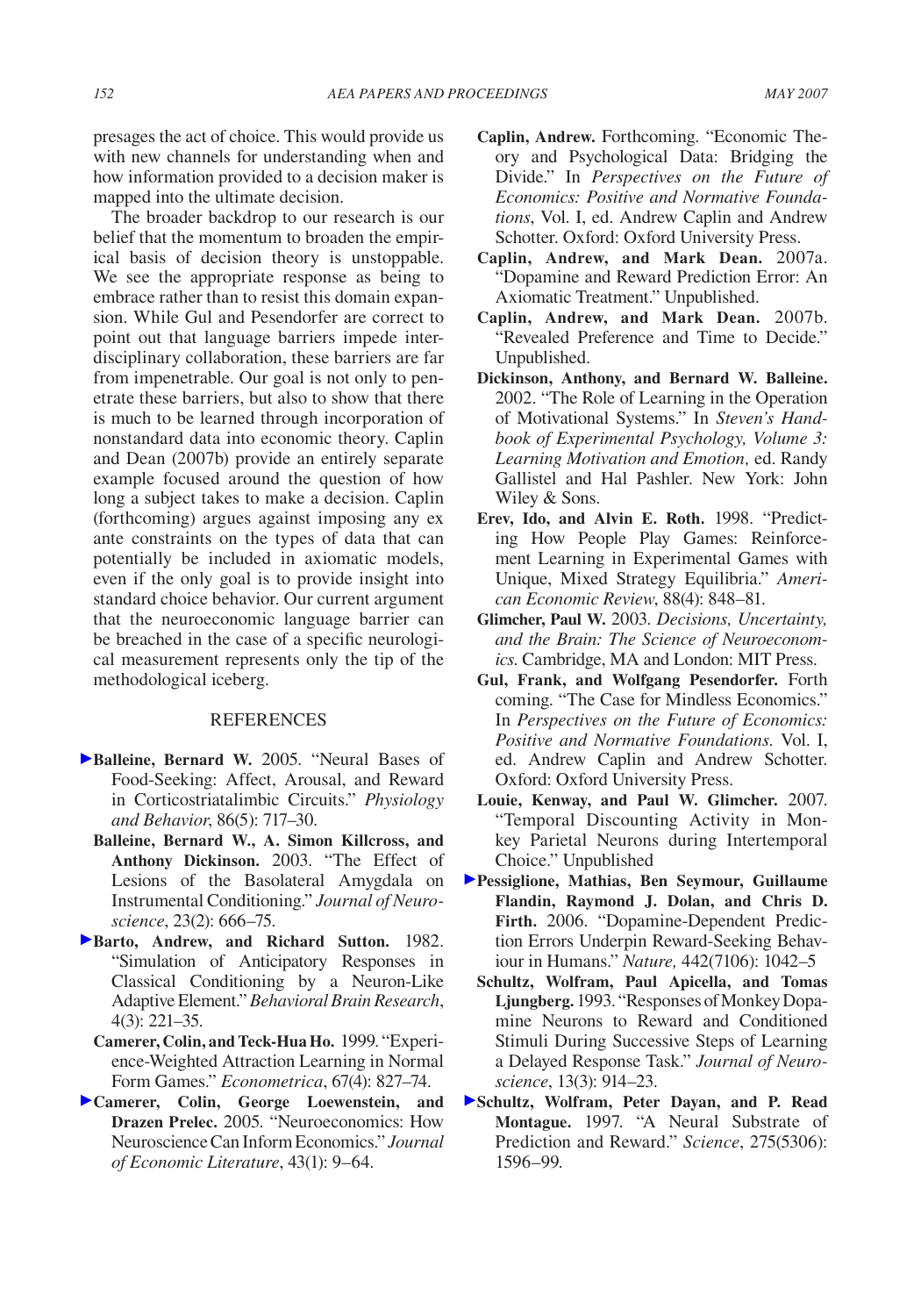presages the act of choice. This would provide us with new channels for understanding when and how information provided to a decision maker is mapped into the ultimate decision.

The broader backdrop to our research is our belief that the momentum to broaden the empirical basis of decision theory is unstoppable. We see the appropriate response as being to embrace rather than to resist this domain expansion. While Gul and Pesendorfer are correct to point out that language barriers impede interdisciplinary collaboration, these barriers are far from impenetrable. Our goal is not only to penetrate these barriers, but also to show that there is much to be learned through incorporation of nonstandard data into economic theory. Caplin and Dean (2007b) provide an entirely separate example focused around the question of how long a subject takes to make a decision. Caplin (forthcoming) argues against imposing any ex ante constraints on the types of data that can potentially be included in axiomatic models, even if the only goal is to provide insight into standard choice behavior. Our current argument that the neuroeconomic language barrier can be breached in the case of a specific neurological measurement represents only the tip of the methodological iceberg.

## REFERENCES

**Balleine, Bernard W.** 2005. "Neural Bases of Food-Seeking: Affect, Arousal, and Reward in Corticostriatalimbic Circuits." *Physiology and Behavior*, 86(5): 717–30.

**Balleine, Bernard W., A. Simon Killcross, and Anthony Dickinson.** 2003. "The Effect of Lesions of the Basolateral Amygdala on Instrumental Conditioning." *Journal of Neuroscience*, 23(2): 666–75.

**Barto, Andrew, and Richard Sutton.** 1982. "Simulation of Anticipatory Responses in Classical Conditioning by a Neuron-Like Adaptive Element." *Behavioral Brain Research*, 4(3): 221–35.

**Camerer, Colin, and Teck-Hua Ho.** 1999. "Experience-Weighted Attraction Learning in Normal Form Games." *Econometrica*, 67(4): 827–74.

**Camerer, Colin, George Loewenstein, and Drazen Prelec.** 2005. "Neuroeconomics: How Neuroscience Can Inform Economics." *Journal of Economic Literature*, 43(1): 9–64.

**Caplin, Andrew.** Forthcoming. "Economic Theory and Psychological Data: Bridging the Divide." In *Perspectives on the Future of Economics: Positive and Normative Foundations*, Vol. I, ed. Andrew Caplin and Andrew Schotter. Oxford: Oxford University Press.

**Caplin, Andrew, and Mark Dean.** 2007a. "Dopamine and Reward Prediction Error: An Axiomatic Treatment." Unpublished.

**Caplin, Andrew, and Mark Dean.** 2007b. "Revealed Preference and Time to Decide." Unpublished.

**Dickinson, Anthony, and Bernard W. Balleine.** 2002. "The Role of Learning in the Operation of Motivational Systems." In *Steven's Handbook of Experimental Psychology, Volume 3: Learning Motivation and Emotion,* ed. Randy Gallistel and Hal Pashler. New York: John Wiley & Sons.

**Erev, Ido, and Alvin E. Roth.** 1998. "Predicting How People Play Games: Reinforcement Learning in Experimental Games with Unique, Mixed Strategy Equilibria." *American Economic Review*, 88(4): 848–81.

**Glimcher, Paul W.** 2003. *Decisions, Uncertainty, and the Brain: The Science of Neuroeconomics.* Cambridge, MA and London: MIT Press.

**Gul, Frank, and Wolfgang Pesendorfer.** Forthcoming. "The Case for Mindless Economics." In *Perspectives on the Future of Economics: Positive and Normative Foundations.* Vol. I, ed. Andrew Caplin and Andrew Schotter. Oxford: Oxford University Press.

**Louie, Kenway, and Paul W. Glimcher.** 2007. "Temporal Discounting Activity in Monkey Parietal Neurons during Intertemporal Choice." Unpublished

**Pessiglione, Mathias, Ben Seymour, Guillaume Flandin, Raymond J. Dolan, and Chris D. Firth.** 2006. "Dopamine-Dependent Prediction Errors Underpin Reward-Seeking Behaviour in Humans." *Nature,* 442(7106): 1042–5

**Schultz, Wolfram, Paul Apicella, and Tomas Ljungberg.** 1993. "Responses of Monkey Dopamine Neurons to Reward and Conditioned Stimuli During Successive Steps of Learning a Delayed Response Task." *Journal of Neuroscience*, 13(3): 914–23.

**Schultz, Wolfram, Peter Dayan, and P. Read Montague.** 1997. "A Neural Substrate of Prediction and Reward." *Science*, 275(5306): 1596–99.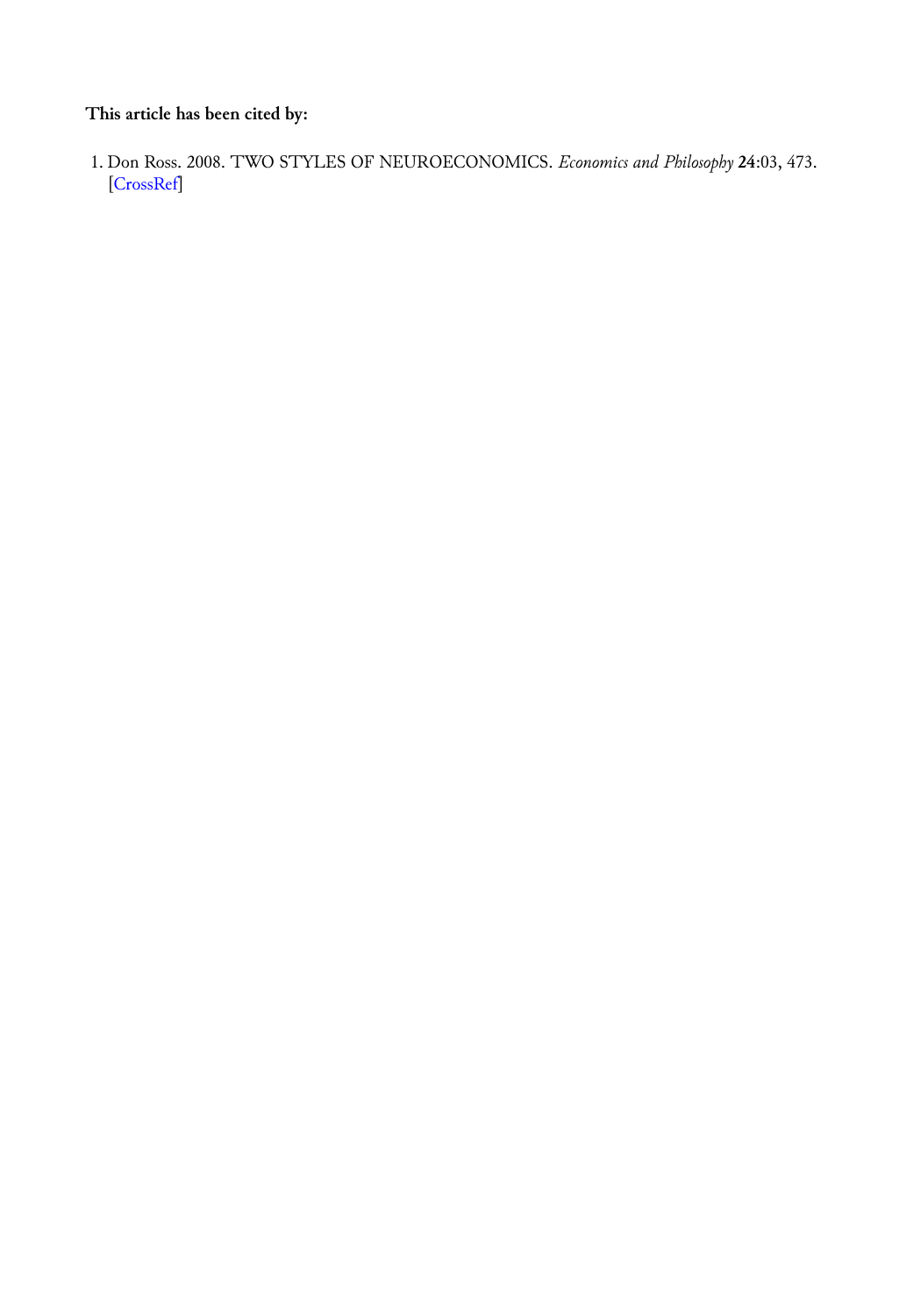**This article has been cited by:**

1. Don Ross. 2008. TWO STYLES OF NEUROECONOMICS. *Economics and Philosophy* **24**:03, 473. [CrossRef]